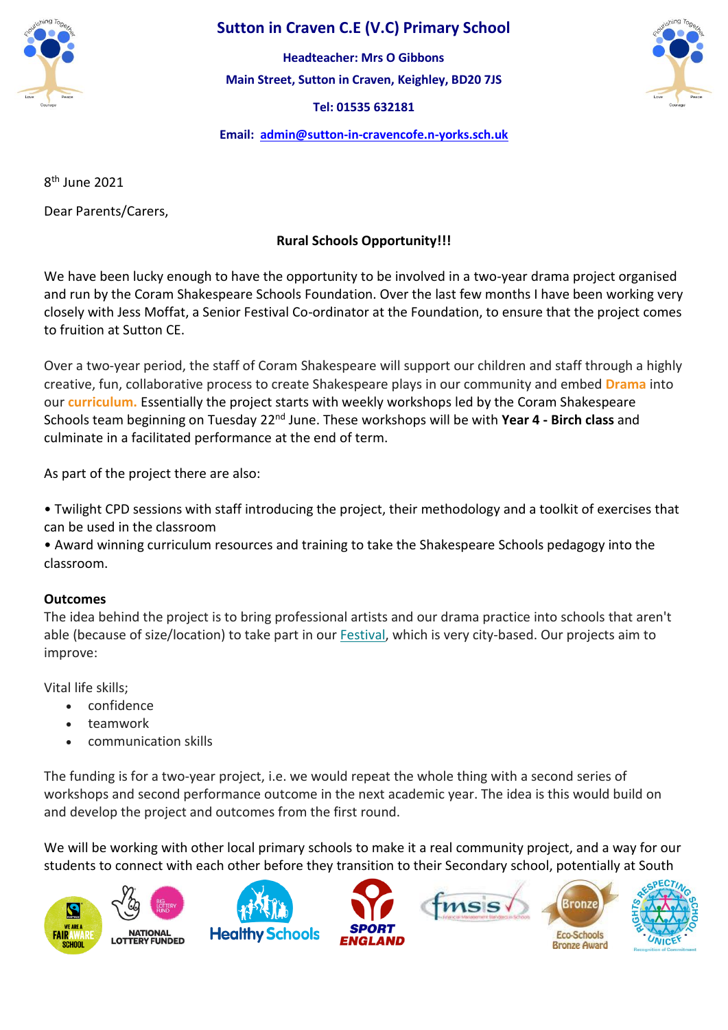# Sutton in Craven C.E (V.C) Primary School

**Headteacher: Mrs O Gibbons**

**Main Street, Sutton in Craven, Keighley, BD20 7JS**

**Tel: 01535 632181**

**Email: admin@sutton-in-cravencofe.n-yorks.sch.uk**

8th June 2021

Dear Parents/Carers,

**Rural Schools Opportunity!!!**

We have been lucky enough to have the opportunity to be involved in a two-year drama project organised and run by the Coram Shakespeare Schools Foundation. Over the last few months I have been working very closely with Jess Moffat, a Senior Festival Co-ordinator at the Foundation, to ensure that the project comes to fruition at Sutton CE.

Over a two-year period, the staff of Coram Shakespeare will support our children and staff through a highly creative, fun, collaborative process to create Shakespeare plays in our community and embed **Drama** into our **curriculum.** Essentially the project starts with weekly workshops led by the Coram Shakespeare Schools team beginning on Tuesday 22nd June. These workshops will be with **Year 4 - Birch class** and culminate in a facilitated performance at the end of term.

As part of the project there are also:

• Twilight CPD sessions with staff introducing the project, their methodology and a toolkit of exercises that can be used in the classroom
• Award winning curriculum resources and training to take the Shakespeare Schools pedagogy into the classroom.

**Outcomes**
The idea behind the project is to bring professional artists and our drama practice into schools that aren't able (because of size/location) to take part in our Festival, which is very city-based. Our projects aim to improve:

Vital life skills;

- confidence
- teamwork
- communication skills

The funding is for a two-year project, i.e. we would repeat the whole thing with a second series of workshops and second performance outcome in the next academic year. The idea is this would build on and develop the project and outcomes from the first round.

We will be working with other local primary schools to make it a real community project, and a way for our students to connect with each other before they transition to their Secondary school, potentially at South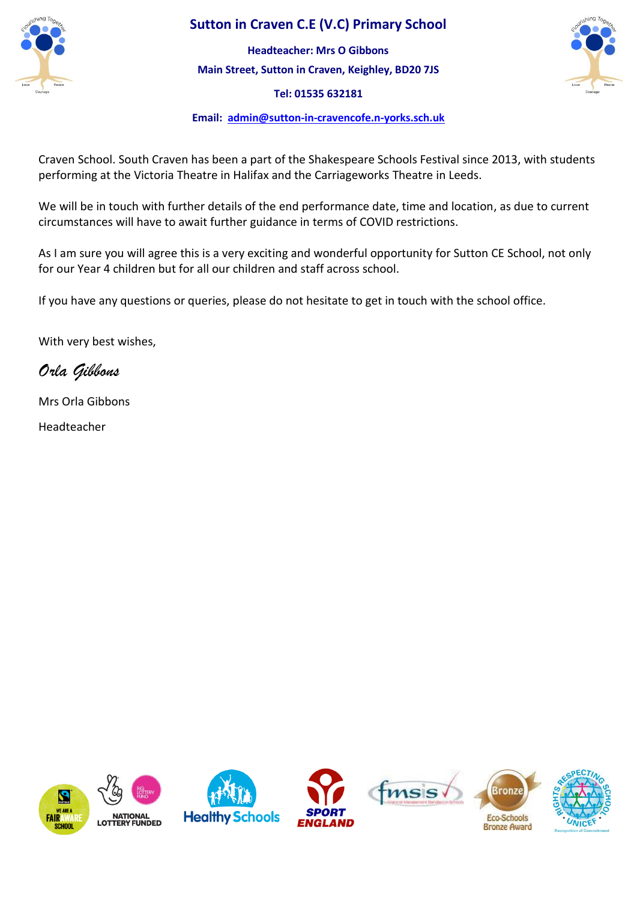# Sutton in Craven C.E (V.C) Primary School

**Headteacher: Mrs O Gibbons**

**Main Street, Sutton in Craven, Keighley, BD20 7JS**

**Tel: 01535 632181**

**Email: admin@sutton-in-cravencofe.n-yorks.sch.uk**

Craven School. South Craven has been a part of the Shakespeare Schools Festival since 2013, with students performing at the Victoria Theatre in Halifax and the Carriageworks Theatre in Leeds.

We will be in touch with further details of the end performance date, time and location, as due to current circumstances will have to await further guidance in terms of COVID restrictions.

As I am sure you will agree this is a very exciting and wonderful opportunity for Sutton CE School, not only for our Year 4 children but for all our children and staff across school.

If you have any questions or queries, please do not hesitate to get in touch with the school office.

With very best wishes,

*Orla Gibbons*

Mrs Orla Gibbons

Headteacher